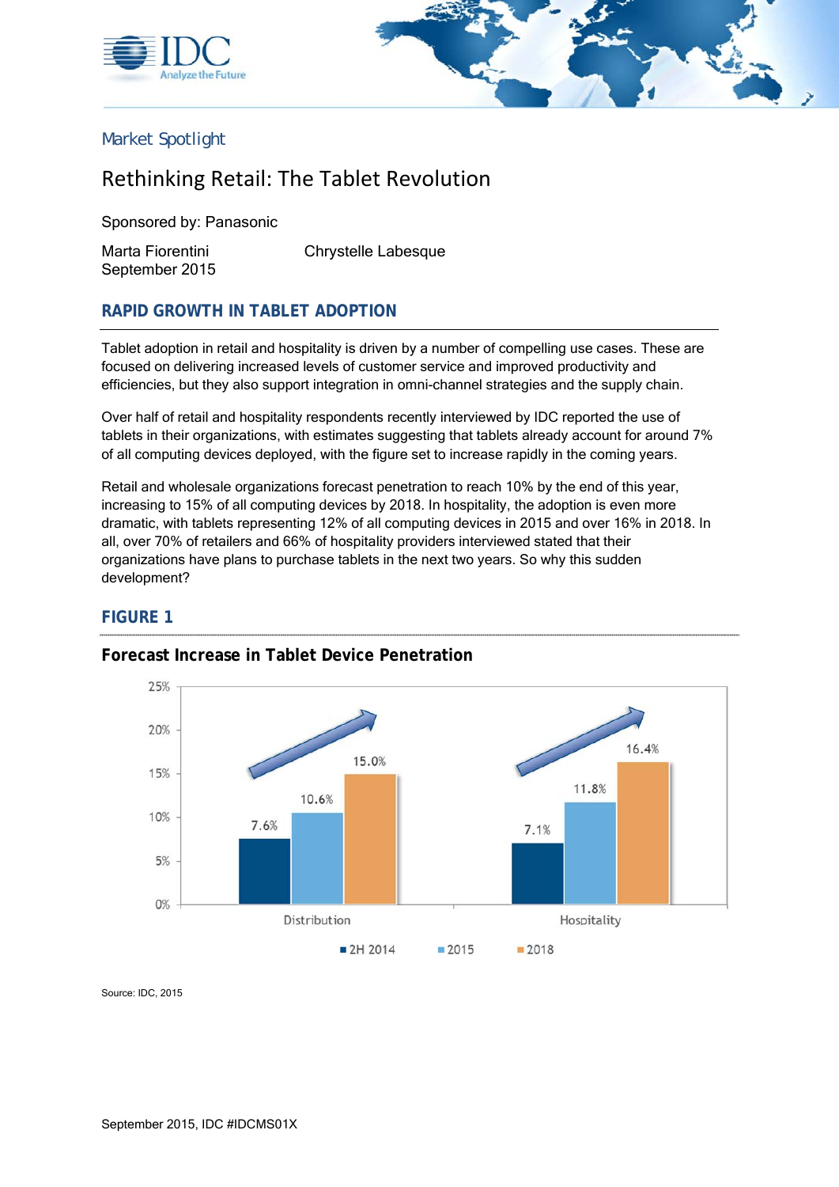Market Spotlight

# Rethinking Retail: The Tablet Revolution

Sponsored by: Panasonic

Marta Fiorentini
September 2015

Chrystelle Labesque

## RAPID GROWTH IN TABLET ADOPTION

Tablet adoption in retail and hospitality is driven by a number of compelling use cases. These are focused on delivering increased levels of customer service and improved productivity and efficiencies, but they also support integration in omni-channel strategies and the supply chain.

Over half of retail and hospitality respondents recently interviewed by IDC reported the use of tablets in their organizations, with estimates suggesting that tablets already account for around 7% of all computing devices deployed, with the figure set to increase rapidly in the coming years.

Retail and wholesale organizations forecast penetration to reach 10% by the end of this year, increasing to 15% of all computing devices by 2018. In hospitality, the adoption is even more dramatic, with tablets representing 12% of all computing devices in 2015 and over 16% in 2018. In all, over 70% of retailers and 66% of hospitality providers interviewed stated that their organizations have plans to purchase tablets in the next two years. So why this sudden development?

### FIGURE 1

**Forecast Increase in Tablet Device Penetration**

| | 2H 2014 | 2015 | 2018 |
|---|---|---|---|
| Distribution | 7.6% | 10.6% | 15.0% |
| Hospitality | 7.1% | 11.8% | 16.4% |

Source: IDC, 2015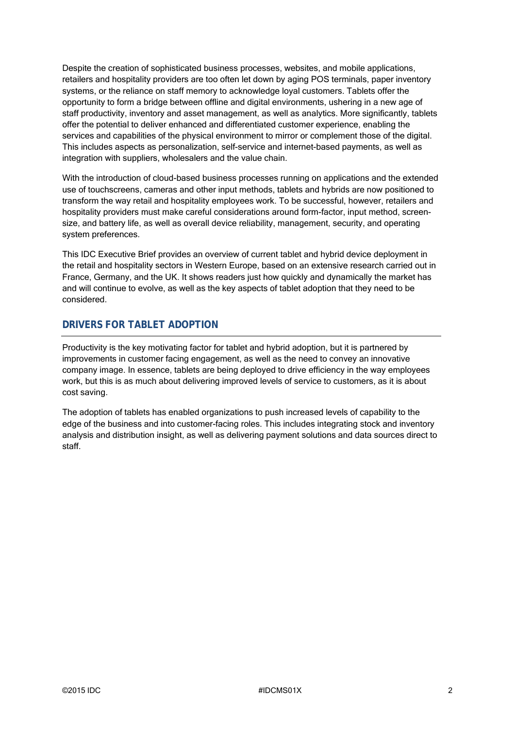Despite the creation of sophisticated business processes, websites, and mobile applications, retailers and hospitality providers are too often let down by aging POS terminals, paper inventory systems, or the reliance on staff memory to acknowledge loyal customers. Tablets offer the opportunity to form a bridge between offline and digital environments, ushering in a new age of staff productivity, inventory and asset management, as well as analytics. More significantly, tablets offer the potential to deliver enhanced and differentiated customer experience, enabling the services and capabilities of the physical environment to mirror or complement those of the digital. This includes aspects as personalization, self-service and internet-based payments, as well as integration with suppliers, wholesalers and the value chain.

With the introduction of cloud-based business processes running on applications and the extended use of touchscreens, cameras and other input methods, tablets and hybrids are now positioned to transform the way retail and hospitality employees work. To be successful, however, retailers and hospitality providers must make careful considerations around form-factor, input method, screen-size, and battery life, as well as overall device reliability, management, security, and operating system preferences.

This IDC Executive Brief provides an overview of current tablet and hybrid device deployment in the retail and hospitality sectors in Western Europe, based on an extensive research carried out in France, Germany, and the UK. It shows readers just how quickly and dynamically the market has and will continue to evolve, as well as the key aspects of tablet adoption that they need to be considered.

## DRIVERS FOR TABLET ADOPTION

Productivity is the key motivating factor for tablet and hybrid adoption, but it is partnered by improvements in customer facing engagement, as well as the need to convey an innovative company image. In essence, tablets are being deployed to drive efficiency in the way employees work, but this is as much about delivering improved levels of service to customers, as it is about cost saving.

The adoption of tablets has enabled organizations to push increased levels of capability to the edge of the business and into customer-facing roles. This includes integrating stock and inventory analysis and distribution insight, as well as delivering payment solutions and data sources direct to staff.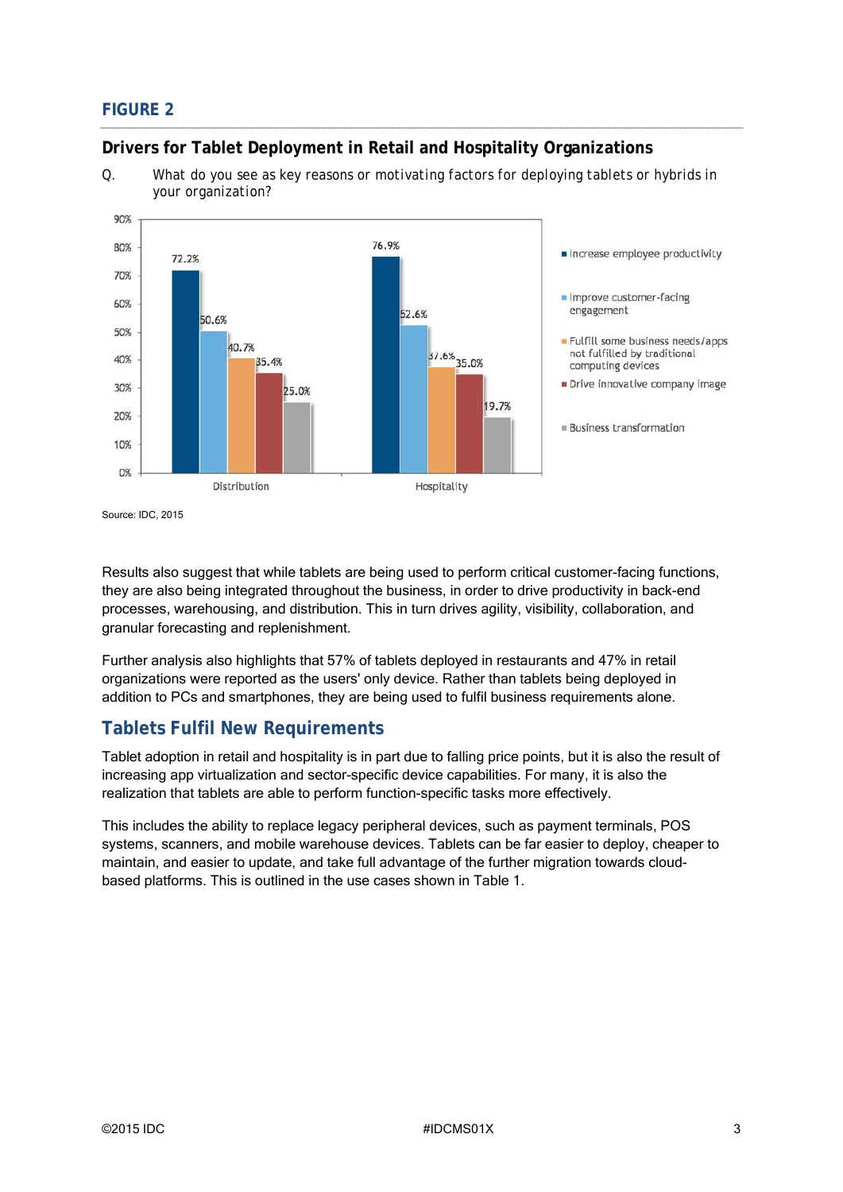## FIGURE 2

### Drivers for Tablet Deployment in Retail and Hospitality Organizations

Q. What do you see as key reasons or motivating factors for deploying tablets or hybrids in your organization?

| | Distribution | Hospitality |
|---|---|---|
| Increase employee productivity | 72.2% | 76.9% |
| Improve customer-facing engagement | 50.6% | 52.6% |
| Fulfill some business needs/apps not fulfilled by traditional computing devices | 40.7% | 37.6% |
| Drive innovative company image | 35.4% | 35.0% |
| Business transformation | 25.0% | 19.7% |

Source: IDC, 2015

Results also suggest that while tablets are being used to perform critical customer-facing functions, they are also being integrated throughout the business, in order to drive productivity in back-end processes, warehousing, and distribution. This in turn drives agility, visibility, collaboration, and granular forecasting and replenishment.

Further analysis also highlights that 57% of tablets deployed in restaurants and 47% in retail organizations were reported as the users' only device. Rather than tablets being deployed in addition to PCs and smartphones, they are being used to fulfil business requirements alone.

## Tablets Fulfil New Requirements

Tablet adoption in retail and hospitality is in part due to falling price points, but it is also the result of increasing app virtualization and sector-specific device capabilities. For many, it is also the realization that tablets are able to perform function-specific tasks more effectively.

This includes the ability to replace legacy peripheral devices, such as payment terminals, POS systems, scanners, and mobile warehouse devices. Tablets can be far easier to deploy, cheaper to maintain, and easier to update, and take full advantage of the further migration towards cloud-based platforms. This is outlined in the use cases shown in Table 1.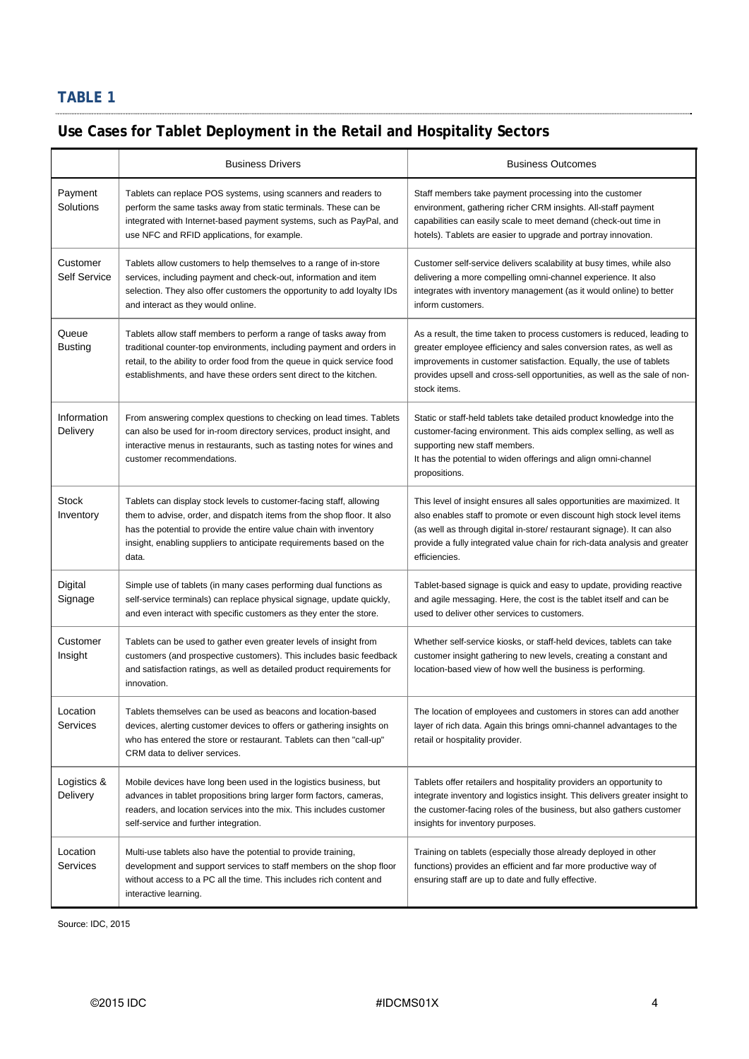## TABLE 1

## Use Cases for Tablet Deployment in the Retail and Hospitality Sectors

| | Business Drivers | Business Outcomes |
|---|---|---|
| Payment Solutions | Tablets can replace POS systems, using scanners and readers to perform the same tasks away from static terminals. These can be integrated with Internet-based payment systems, such as PayPal, and use NFC and RFID applications, for example. | Staff members take payment processing into the customer environment, gathering richer CRM insights. All-staff payment capabilities can easily scale to meet demand (check-out time in hotels). Tablets are easier to upgrade and portray innovation. |
| Customer Self Service | Tablets allow customers to help themselves to a range of in-store services, including payment and check-out, information and item selection. They also offer customers the opportunity to add loyalty IDs and interact as they would online. | Customer self-service delivers scalability at busy times, while also delivering a more compelling omni-channel experience. It also integrates with inventory management (as it would online) to better inform customers. |
| Queue Busting | Tablets allow staff members to perform a range of tasks away from traditional counter-top environments, including payment and orders in retail, to the ability to order food from the queue in quick service food establishments, and have these orders sent direct to the kitchen. | As a result, the time taken to process customers is reduced, leading to greater employee efficiency and sales conversion rates, as well as improvements in customer satisfaction. Equally, the use of tablets provides upsell and cross-sell opportunities, as well as the sale of non-stock items. |
| Information Delivery | From answering complex questions to checking on lead times. Tablets can also be used for in-room directory services, product insight, and interactive menus in restaurants, such as tasting notes for wines and customer recommendations. | Static or staff-held tablets take detailed product knowledge into the customer-facing environment. This aids complex selling, as well as supporting new staff members.<br>It has the potential to widen offerings and align omni-channel propositions. |
| Stock Inventory | Tablets can display stock levels to customer-facing staff, allowing them to advise, order, and dispatch items from the shop floor. It also has the potential to provide the entire value chain with inventory insight, enabling suppliers to anticipate requirements based on the data. | This level of insight ensures all sales opportunities are maximized. It also enables staff to promote or even discount high stock level items (as well as through digital in-store/ restaurant signage). It can also provide a fully integrated value chain for rich-data analysis and greater efficiencies. |
| Digital Signage | Simple use of tablets (in many cases performing dual functions as self-service terminals) can replace physical signage, update quickly, and even interact with specific customers as they enter the store. | Tablet-based signage is quick and easy to update, providing reactive and agile messaging. Here, the cost is the tablet itself and can be used to deliver other services to customers. |
| Customer Insight | Tablets can be used to gather even greater levels of insight from customers (and prospective customers). This includes basic feedback and satisfaction ratings, as well as detailed product requirements for innovation. | Whether self-service kiosks, or staff-held devices, tablets can take customer insight gathering to new levels, creating a constant and location-based view of how well the business is performing. |
| Location Services | Tablets themselves can be used as beacons and location-based devices, alerting customer devices to offers or gathering insights on who has entered the store or restaurant. Tablets can then "call-up" CRM data to deliver services. | The location of employees and customers in stores can add another layer of rich data. Again this brings omni-channel advantages to the retail or hospitality provider. |
| Logistics & Delivery | Mobile devices have long been used in the logistics business, but advances in tablet propositions bring larger form factors, cameras, readers, and location services into the mix. This includes customer self-service and further integration. | Tablets offer retailers and hospitality providers an opportunity to integrate inventory and logistics insight. This delivers greater insight to the customer-facing roles of the business, but also gathers customer insights for inventory purposes. |
| Location Services | Multi-use tablets also have the potential to provide training, development and support services to staff members on the shop floor without access to a PC all the time. This includes rich content and interactive learning. | Training on tablets (especially those already deployed in other functions) provides an efficient and far more productive way of ensuring staff are up to date and fully effective. |

Source: IDC, 2015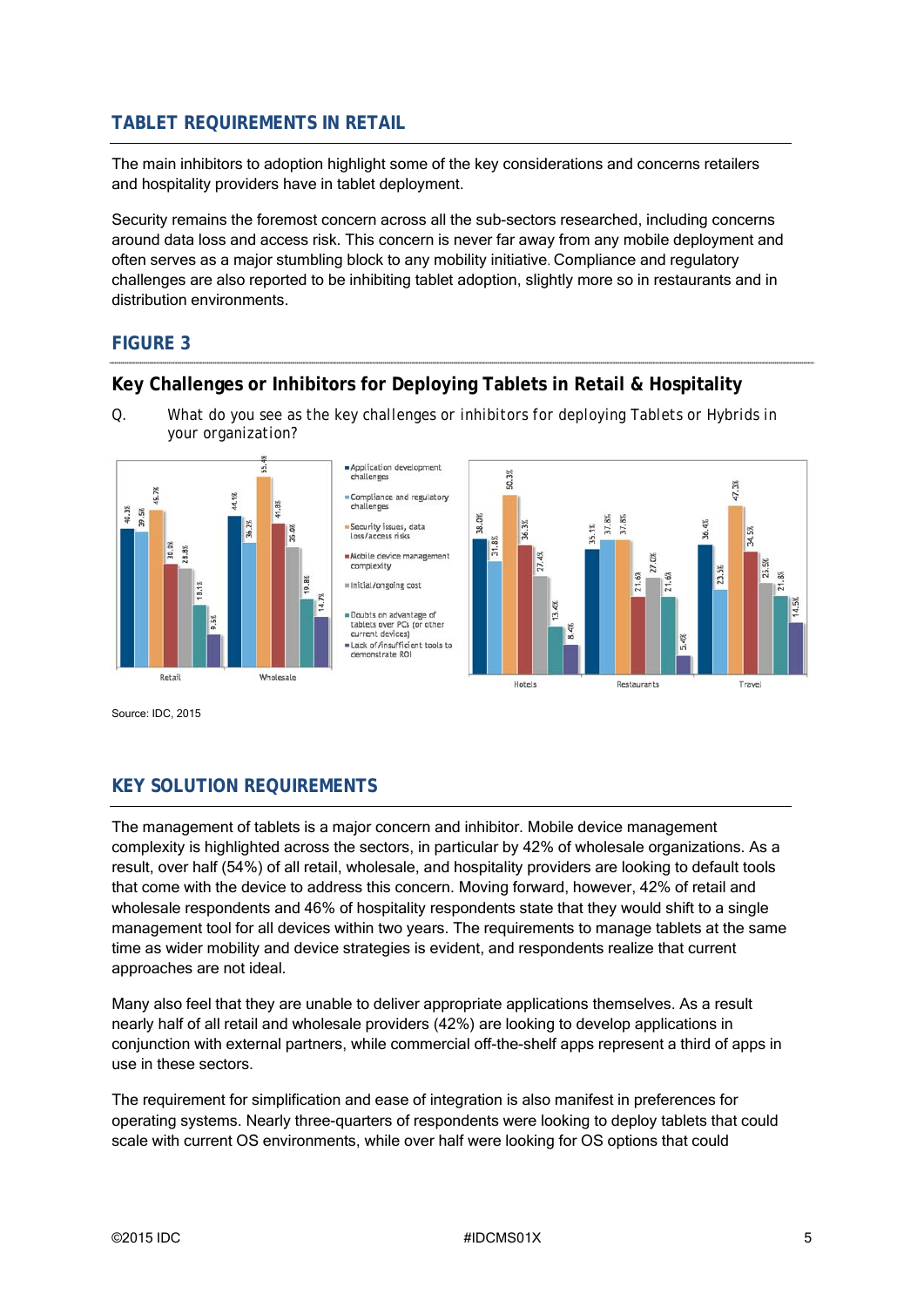## TABLET REQUIREMENTS IN RETAIL

The main inhibitors to adoption highlight some of the key considerations and concerns retailers and hospitality providers have in tablet deployment.

Security remains the foremost concern across all the sub-sectors researched, including concerns around data loss and access risk. This concern is never far away from any mobile deployment and often serves as a major stumbling block to any mobility initiative. Compliance and regulatory challenges are also reported to be inhibiting tablet adoption, slightly more so in restaurants and in distribution environments.

### FIGURE 3

### Key Challenges or Inhibitors for Deploying Tablets in Retail & Hospitality

Q. What do you see as the key challenges or inhibitors for deploying Tablets or Hybrids in your organization?

| | Retail | Wholesale | Hotels | Restaurants | Travel |
|---|---|---|---|---|---|
| Application development challenges | 40.3% | 44.1% | 38.0% | 35.1% | 36.4% |
| Compliance and regulatory challenges | 39.5% | 36.2% | 31.8% | 37.8% | 23.5% |
| Security issues, data loss/access risks | 45.7% | 55.4% | 50.3% | 37.8% | 47.3% |
| Mobile device management complexity | 30.0% | 41.8% | 36.3% | 21.6% | 34.5% |
| Initial/ongoing cost | 28.8% | 35.0% | 27.4% | 27.0% | 25.5% |
| Doubts on advantage of tablets over PCs (or other current devices) | 18.1% | 19.8% | 13.4% | 21.6% | 21.8% |
| Lack of/insufficient tools to demonstrate ROI | 9.5% | 14.7% | 8.4% | 5.4% | 14.5% |

Source: IDC, 2015

## KEY SOLUTION REQUIREMENTS

The management of tablets is a major concern and inhibitor. Mobile device management complexity is highlighted across the sectors, in particular by 42% of wholesale organizations. As a result, over half (54%) of all retail, wholesale, and hospitality providers are looking to default tools that come with the device to address this concern. Moving forward, however, 42% of retail and wholesale respondents and 46% of hospitality respondents state that they would shift to a single management tool for all devices within two years. The requirements to manage tablets at the same time as wider mobility and device strategies is evident, and respondents realize that current approaches are not ideal.

Many also feel that they are unable to deliver appropriate applications themselves. As a result nearly half of all retail and wholesale providers (42%) are looking to develop applications in conjunction with external partners, while commercial off-the-shelf apps represent a third of apps in use in these sectors.

The requirement for simplification and ease of integration is also manifest in preferences for operating systems. Nearly three-quarters of respondents were looking to deploy tablets that could scale with current OS environments, while over half were looking for OS options that could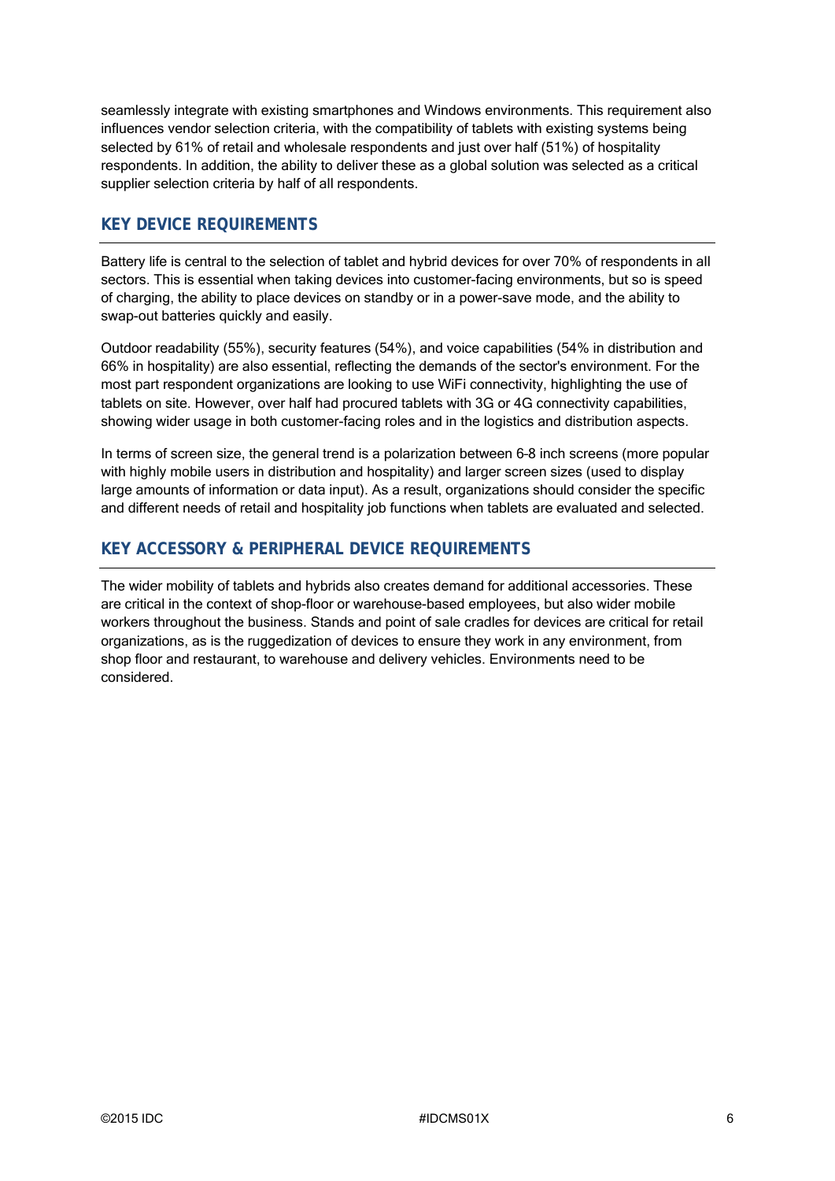seamlessly integrate with existing smartphones and Windows environments. This requirement also influences vendor selection criteria, with the compatibility of tablets with existing systems being selected by 61% of retail and wholesale respondents and just over half (51%) of hospitality respondents. In addition, the ability to deliver these as a global solution was selected as a critical supplier selection criteria by half of all respondents.

## KEY DEVICE REQUIREMENTS

Battery life is central to the selection of tablet and hybrid devices for over 70% of respondents in all sectors. This is essential when taking devices into customer-facing environments, but so is speed of charging, the ability to place devices on standby or in a power-save mode, and the ability to swap-out batteries quickly and easily.

Outdoor readability (55%), security features (54%), and voice capabilities (54% in distribution and 66% in hospitality) are also essential, reflecting the demands of the sector's environment. For the most part respondent organizations are looking to use WiFi connectivity, highlighting the use of tablets on site. However, over half had procured tablets with 3G or 4G connectivity capabilities, showing wider usage in both customer-facing roles and in the logistics and distribution aspects.

In terms of screen size, the general trend is a polarization between 6–8 inch screens (more popular with highly mobile users in distribution and hospitality) and larger screen sizes (used to display large amounts of information or data input). As a result, organizations should consider the specific and different needs of retail and hospitality job functions when tablets are evaluated and selected.

## KEY ACCESSORY & PERIPHERAL DEVICE REQUIREMENTS

The wider mobility of tablets and hybrids also creates demand for additional accessories. These are critical in the context of shop-floor or warehouse-based employees, but also wider mobile workers throughout the business. Stands and point of sale cradles for devices are critical for retail organizations, as is the ruggedization of devices to ensure they work in any environment, from shop floor and restaurant, to warehouse and delivery vehicles. Environments need to be considered.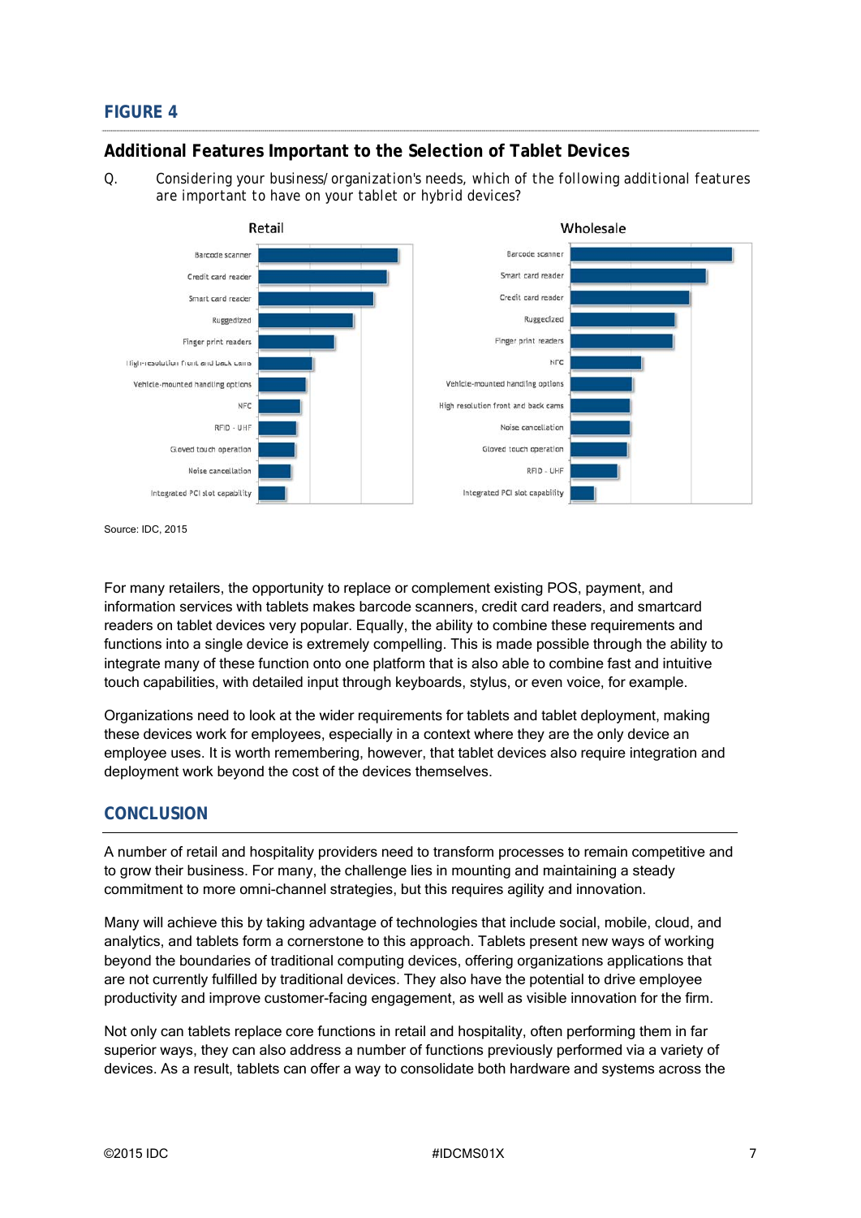## FIGURE 4

### Additional Features Important to the Selection of Tablet Devices

Q. Considering your business/organization's needs, which of the following additional features are important to have on your tablet or hybrid devices?

**Retail**

- Barcode scanner
- Credit card reader
- Smart card reader
- Ruggedized
- Finger print readers
- High-resolution front and back cams
- Vehicle-mounted handling options
- NFC
- RFID - UHF
- Gloved touch operation
- Noise cancellation
- Integrated PCI slot capability

**Wholesale**

- Barcode scanner
- Smart card reader
- Credit card reader
- Ruggedized
- Finger print readers
- NFC
- Vehicle-mounted handling options
- High resolution front and back cams
- Noise cancellation
- Gloved touch operation
- RFID - UHF
- Integrated PCI slot capability

Source: IDC, 2015

For many retailers, the opportunity to replace or complement existing POS, payment, and information services with tablets makes barcode scanners, credit card readers, and smartcard readers on tablet devices very popular. Equally, the ability to combine these requirements and functions into a single device is extremely compelling. This is made possible through the ability to integrate many of these function onto one platform that is also able to combine fast and intuitive touch capabilities, with detailed input through keyboards, stylus, or even voice, for example.

Organizations need to look at the wider requirements for tablets and tablet deployment, making these devices work for employees, especially in a context where they are the only device an employee uses. It is worth remembering, however, that tablet devices also require integration and deployment work beyond the cost of the devices themselves.

## CONCLUSION

A number of retail and hospitality providers need to transform processes to remain competitive and to grow their business. For many, the challenge lies in mounting and maintaining a steady commitment to more omni-channel strategies, but this requires agility and innovation.

Many will achieve this by taking advantage of technologies that include social, mobile, cloud, and analytics, and tablets form a cornerstone to this approach. Tablets present new ways of working beyond the boundaries of traditional computing devices, offering organizations applications that are not currently fulfilled by traditional devices. They also have the potential to drive employee productivity and improve customer-facing engagement, as well as visible innovation for the firm.

Not only can tablets replace core functions in retail and hospitality, often performing them in far superior ways, they can also address a number of functions previously performed via a variety of devices. As a result, tablets can offer a way to consolidate both hardware and systems across the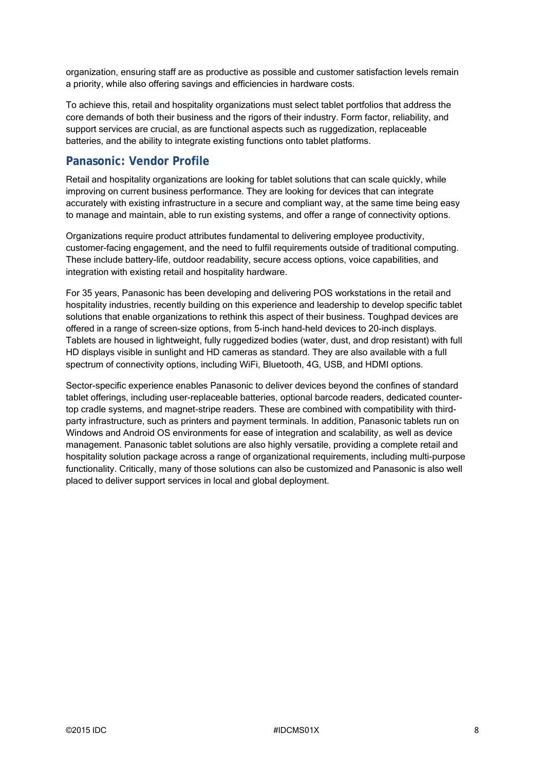organization, ensuring staff are as productive as possible and customer satisfaction levels remain a priority, while also offering savings and efficiencies in hardware costs.

To achieve this, retail and hospitality organizations must select tablet portfolios that address the core demands of both their business and the rigors of their industry. Form factor, reliability, and support services are crucial, as are functional aspects such as ruggedization, replaceable batteries, and the ability to integrate existing functions onto tablet platforms.

## Panasonic: Vendor Profile

Retail and hospitality organizations are looking for tablet solutions that can scale quickly, while improving on current business performance. They are looking for devices that can integrate accurately with existing infrastructure in a secure and compliant way, at the same time being easy to manage and maintain, able to run existing systems, and offer a range of connectivity options.

Organizations require product attributes fundamental to delivering employee productivity, customer-facing engagement, and the need to fulfil requirements outside of traditional computing. These include battery-life, outdoor readability, secure access options, voice capabilities, and integration with existing retail and hospitality hardware.

For 35 years, Panasonic has been developing and delivering POS workstations in the retail and hospitality industries, recently building on this experience and leadership to develop specific tablet solutions that enable organizations to rethink this aspect of their business. Toughpad devices are offered in a range of screen-size options, from 5-inch hand-held devices to 20-inch displays. Tablets are housed in lightweight, fully ruggedized bodies (water, dust, and drop resistant) with full HD displays visible in sunlight and HD cameras as standard. They are also available with a full spectrum of connectivity options, including WiFi, Bluetooth, 4G, USB, and HDMI options.

Sector-specific experience enables Panasonic to deliver devices beyond the confines of standard tablet offerings, including user-replaceable batteries, optional barcode readers, dedicated counter-top cradle systems, and magnet-stripe readers. These are combined with compatibility with third-party infrastructure, such as printers and payment terminals. In addition, Panasonic tablets run on Windows and Android OS environments for ease of integration and scalability, as well as device management. Panasonic tablet solutions are also highly versatile, providing a complete retail and hospitality solution package across a range of organizational requirements, including multi-purpose functionality. Critically, many of those solutions can also be customized and Panasonic is also well placed to deliver support services in local and global deployment.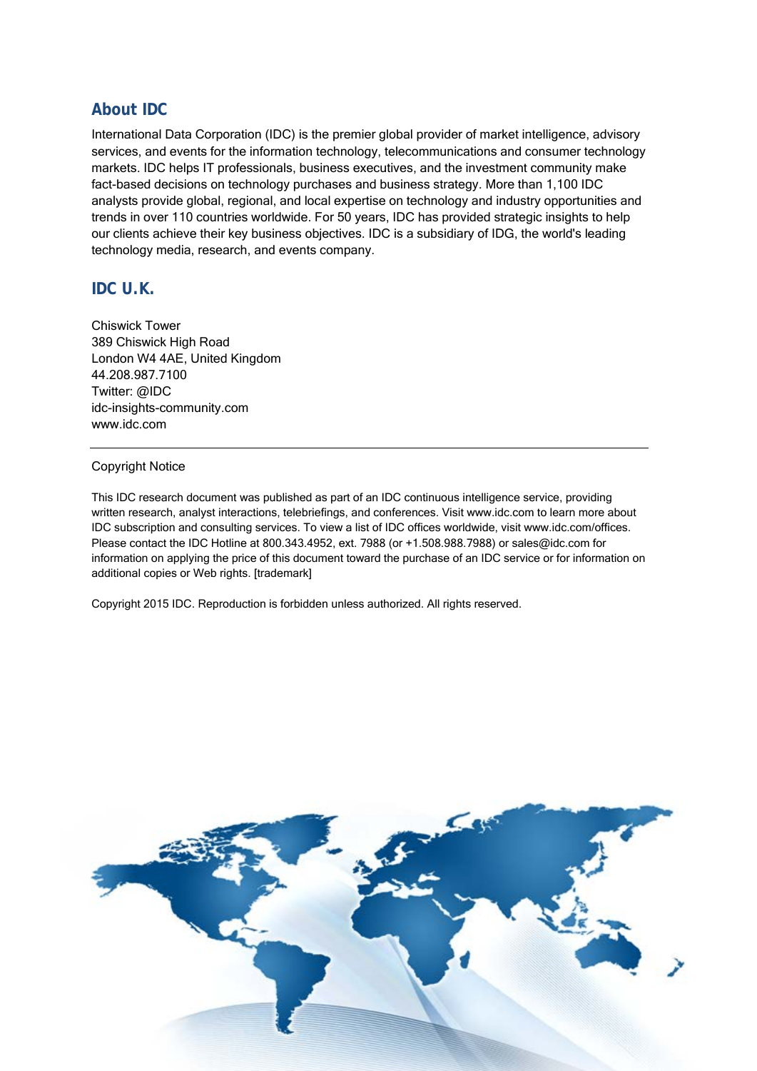## About IDC

International Data Corporation (IDC) is the premier global provider of market intelligence, advisory services, and events for the information technology, telecommunications and consumer technology markets. IDC helps IT professionals, business executives, and the investment community make fact-based decisions on technology purchases and business strategy. More than 1,100 IDC analysts provide global, regional, and local expertise on technology and industry opportunities and trends in over 110 countries worldwide. For 50 years, IDC has provided strategic insights to help our clients achieve their key business objectives. IDC is a subsidiary of IDG, the world's leading technology media, research, and events company.

## IDC U.K.

Chiswick Tower
389 Chiswick High Road
London W4 4AE, United Kingdom
44.208.987.7100
Twitter: @IDC
idc-insights-community.com
www.idc.com

---

Copyright Notice

This IDC research document was published as part of an IDC continuous intelligence service, providing written research, analyst interactions, telebriefings, and conferences. Visit www.idc.com to learn more about IDC subscription and consulting services. To view a list of IDC offices worldwide, visit www.idc.com/offices. Please contact the IDC Hotline at 800.343.4952, ext. 7988 (or +1.508.988.7988) or sales@idc.com for information on applying the price of this document toward the purchase of an IDC service or for information on additional copies or Web rights. [trademark]

Copyright 2015 IDC. Reproduction is forbidden unless authorized. All rights reserved.